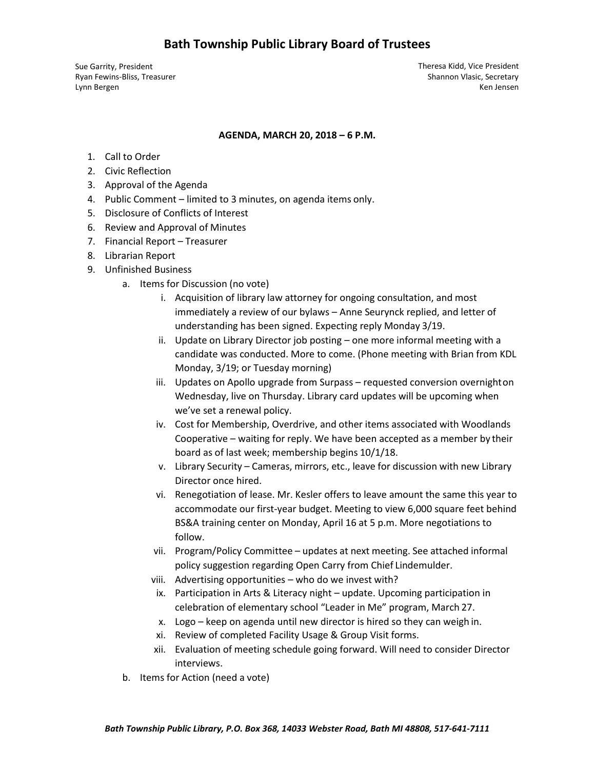# Bath Township Public Library Board of Trustees

Sue Garrity, President
Ryan Fewins-Bliss, Treasurer
Lynn Bergen

Theresa Kidd, Vice President
Shannon Vlasic, Secretary
Ken Jensen

**AGENDA, MARCH 20, 2018 – 6 P.M.**

1. Call to Order
2. Civic Reflection
3. Approval of the Agenda
4. Public Comment – limited to 3 minutes, on agenda items only.
5. Disclosure of Conflicts of Interest
6. Review and Approval of Minutes
7. Financial Report – Treasurer
8. Librarian Report
9. Unfinished Business
   a. Items for Discussion (no vote)
      i. Acquisition of library law attorney for ongoing consultation, and most immediately a review of our bylaws – Anne Seurynck replied, and letter of understanding has been signed. Expecting reply Monday 3/19.
      ii. Update on Library Director job posting – one more informal meeting with a candidate was conducted. More to come. (Phone meeting with Brian from KDL Monday, 3/19; or Tuesday morning)
      iii. Updates on Apollo upgrade from Surpass – requested conversion overnight on Wednesday, live on Thursday. Library card updates will be upcoming when we've set a renewal policy.
      iv. Cost for Membership, Overdrive, and other items associated with Woodlands Cooperative – waiting for reply. We have been accepted as a member by their board as of last week; membership begins 10/1/18.
      v. Library Security – Cameras, mirrors, etc., leave for discussion with new Library Director once hired.
      vi. Renegotiation of lease. Mr. Kesler offers to leave amount the same this year to accommodate our first-year budget. Meeting to view 6,000 square feet behind BS&A training center on Monday, April 16 at 5 p.m. More negotiations to follow.
      vii. Program/Policy Committee – updates at next meeting. See attached informal policy suggestion regarding Open Carry from Chief Lindemulder.
      viii. Advertising opportunities – who do we invest with?
      ix. Participation in Arts & Literacy night – update. Upcoming participation in celebration of elementary school "Leader in Me" program, March 27.
      x. Logo – keep on agenda until new director is hired so they can weigh in.
      xi. Review of completed Facility Usage & Group Visit forms.
      xii. Evaluation of meeting schedule going forward. Will need to consider Director interviews.
   b. Items for Action (need a vote)

*Bath Township Public Library, P.O. Box 368, 14033 Webster Road, Bath MI 48808, 517-641-7111*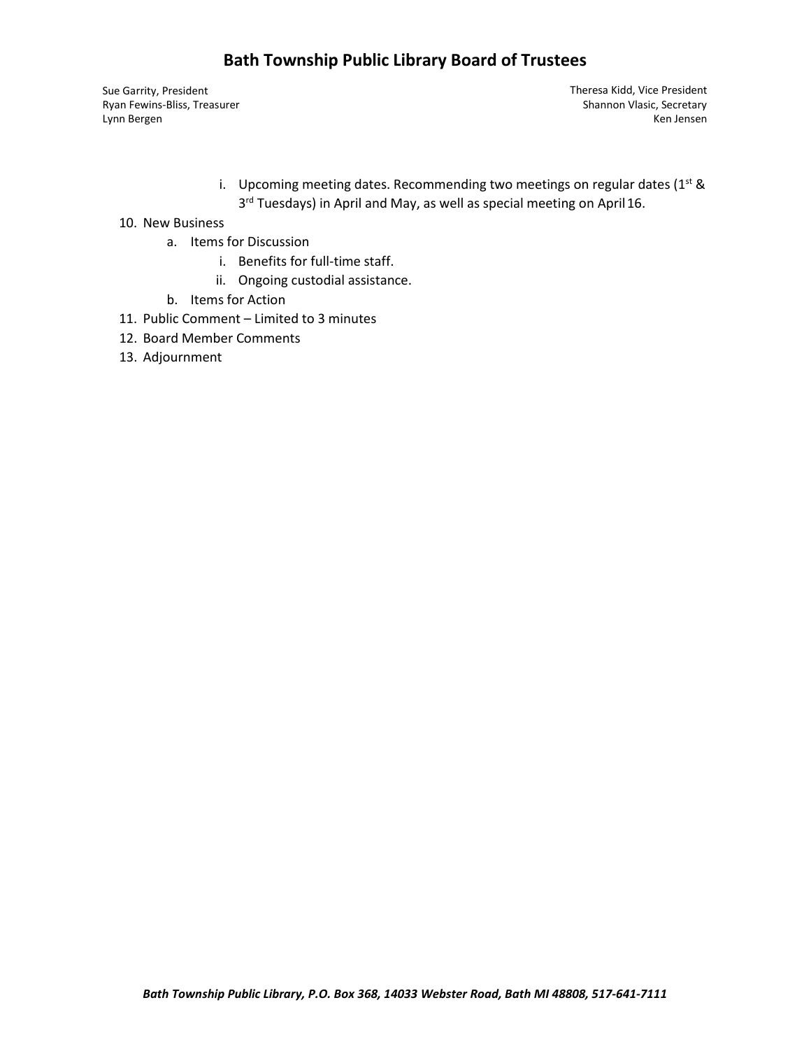# Bath Township Public Library Board of Trustees

Sue Garrity, President
Ryan Fewins-Bliss, Treasurer
Lynn Bergen

Theresa Kidd, Vice President
Shannon Vlasic, Secretary
Ken Jensen

        i. Upcoming meeting dates. Recommending two meetings on regular dates (1st & 3rd Tuesdays) in April and May, as well as special meeting on April 16.

10. New Business
    a. Items for Discussion
        i. Benefits for full-time staff.
        ii. Ongoing custodial assistance.
    b. Items for Action
11. Public Comment – Limited to 3 minutes
12. Board Member Comments
13. Adjournment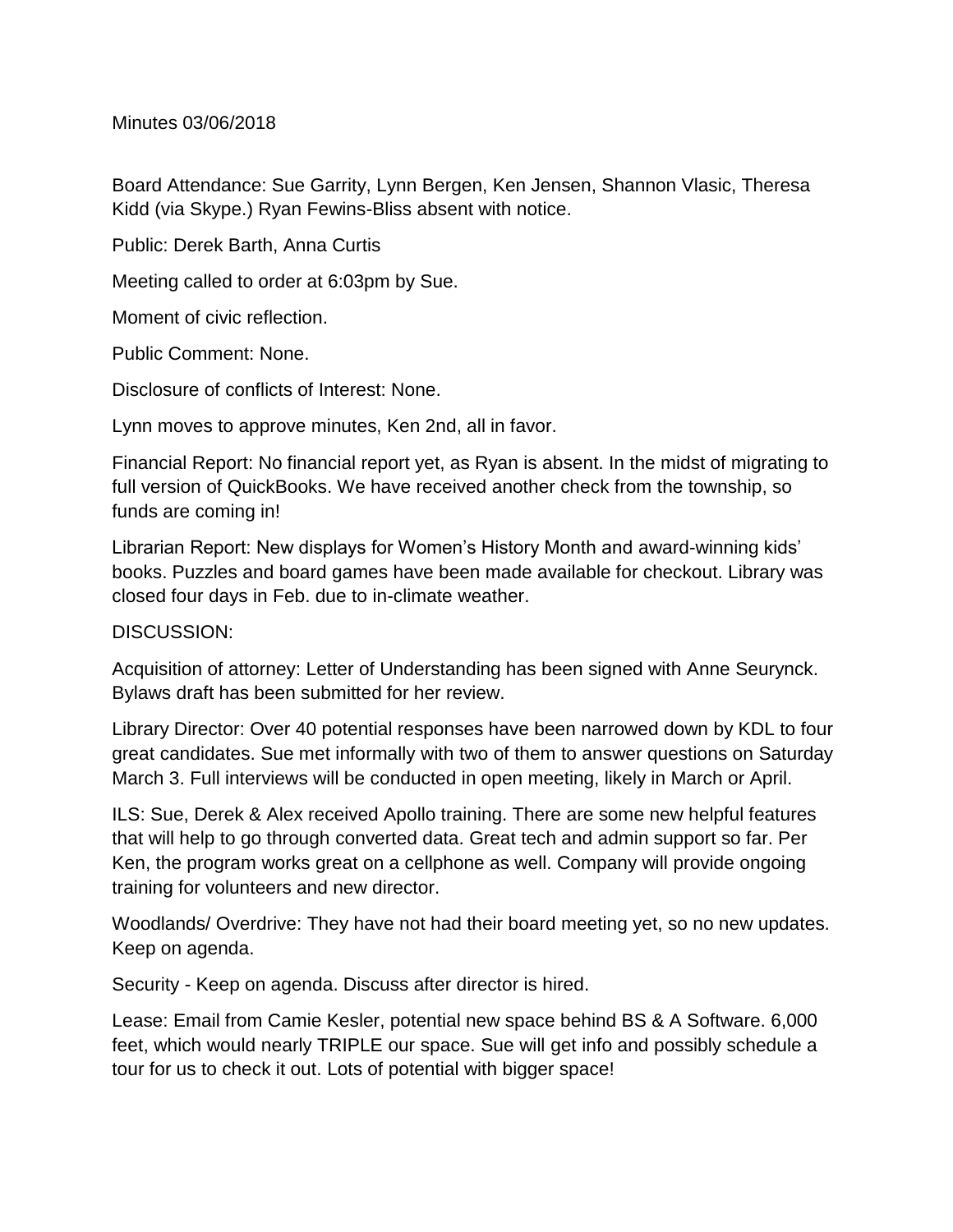Minutes 03/06/2018

Board Attendance: Sue Garrity, Lynn Bergen, Ken Jensen, Shannon Vlasic, Theresa Kidd (via Skype.) Ryan Fewins-Bliss absent with notice.

Public: Derek Barth, Anna Curtis

Meeting called to order at 6:03pm by Sue.

Moment of civic reflection.

Public Comment: None.

Disclosure of conflicts of Interest: None.

Lynn moves to approve minutes, Ken 2nd, all in favor.

Financial Report: No financial report yet, as Ryan is absent. In the midst of migrating to full version of QuickBooks. We have received another check from the township, so funds are coming in!

Librarian Report: New displays for Women's History Month and award-winning kids' books. Puzzles and board games have been made available for checkout. Library was closed four days in Feb. due to in-climate weather.

DISCUSSION:

Acquisition of attorney: Letter of Understanding has been signed with Anne Seurynck. Bylaws draft has been submitted for her review.

Library Director: Over 40 potential responses have been narrowed down by KDL to four great candidates. Sue met informally with two of them to answer questions on Saturday March 3. Full interviews will be conducted in open meeting, likely in March or April.

ILS: Sue, Derek & Alex received Apollo training. There are some new helpful features that will help to go through converted data. Great tech and admin support so far. Per Ken, the program works great on a cellphone as well. Company will provide ongoing training for volunteers and new director.

Woodlands/ Overdrive: They have not had their board meeting yet, so no new updates. Keep on agenda.

Security - Keep on agenda. Discuss after director is hired.

Lease: Email from Camie Kesler, potential new space behind BS & A Software. 6,000 feet, which would nearly TRIPLE our space. Sue will get info and possibly schedule a tour for us to check it out. Lots of potential with bigger space!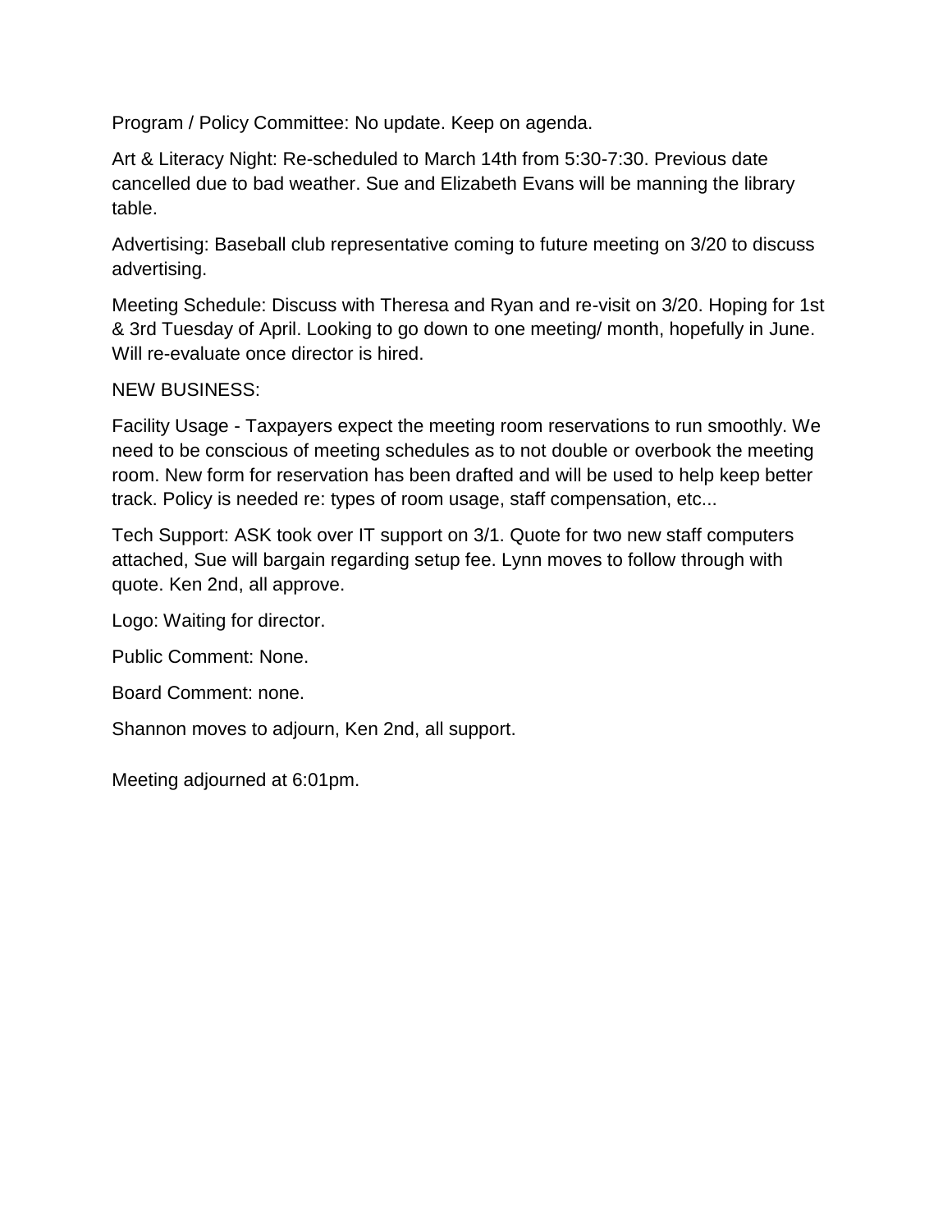Program / Policy Committee: No update. Keep on agenda.

Art & Literacy Night: Re-scheduled to March 14th from 5:30-7:30. Previous date cancelled due to bad weather. Sue and Elizabeth Evans will be manning the library table.

Advertising: Baseball club representative coming to future meeting on 3/20 to discuss advertising.

Meeting Schedule: Discuss with Theresa and Ryan and re-visit on 3/20. Hoping for 1st & 3rd Tuesday of April. Looking to go down to one meeting/ month, hopefully in June. Will re-evaluate once director is hired.

NEW BUSINESS:

Facility Usage - Taxpayers expect the meeting room reservations to run smoothly. We need to be conscious of meeting schedules as to not double or overbook the meeting room. New form for reservation has been drafted and will be used to help keep better track. Policy is needed re: types of room usage, staff compensation, etc...

Tech Support: ASK took over IT support on 3/1. Quote for two new staff computers attached, Sue will bargain regarding setup fee. Lynn moves to follow through with quote. Ken 2nd, all approve.

Logo: Waiting for director.

Public Comment: None.

Board Comment: none.

Shannon moves to adjourn, Ken 2nd, all support.

Meeting adjourned at 6:01pm.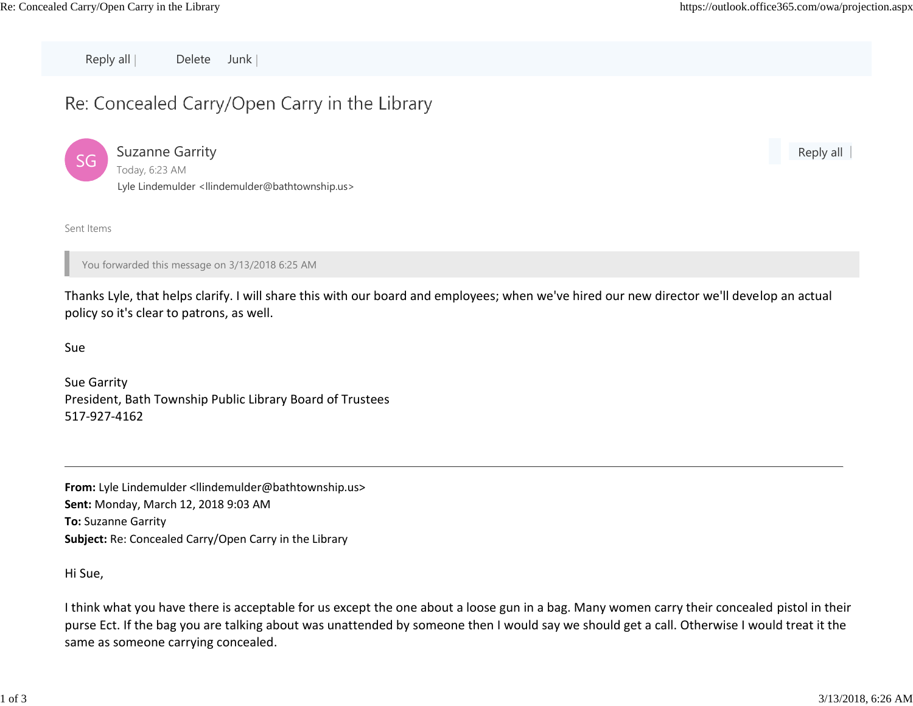Reply all | Delete Junk |

# Re: Concealed Carry/Open Carry in the Library

Suzanne Garrity
Today, 6:23 AM
Lyle Lindemulder <llindemulder@bathtownship.us>

Reply all |

Sent Items

You forwarded this message on 3/13/2018 6:25 AM

Thanks Lyle, that helps clarify. I will share this with our board and employees; when we've hired our new director we'll develop an actual policy so it's clear to patrons, as well.

Sue

Sue Garrity
President, Bath Township Public Library Board of Trustees
517-927-4162

---

**From:** Lyle Lindemulder <llindemulder@bathtownship.us>
**Sent:** Monday, March 12, 2018 9:03 AM
**To:** Suzanne Garrity
**Subject:** Re: Concealed Carry/Open Carry in the Library

Hi Sue,

I think what you have there is acceptable for us except the one about a loose gun in a bag. Many women carry their concealed pistol in their purse Ect. If the bag you are talking about was unattended by someone then I would say we should get a call. Otherwise I would treat it the same as someone carrying concealed.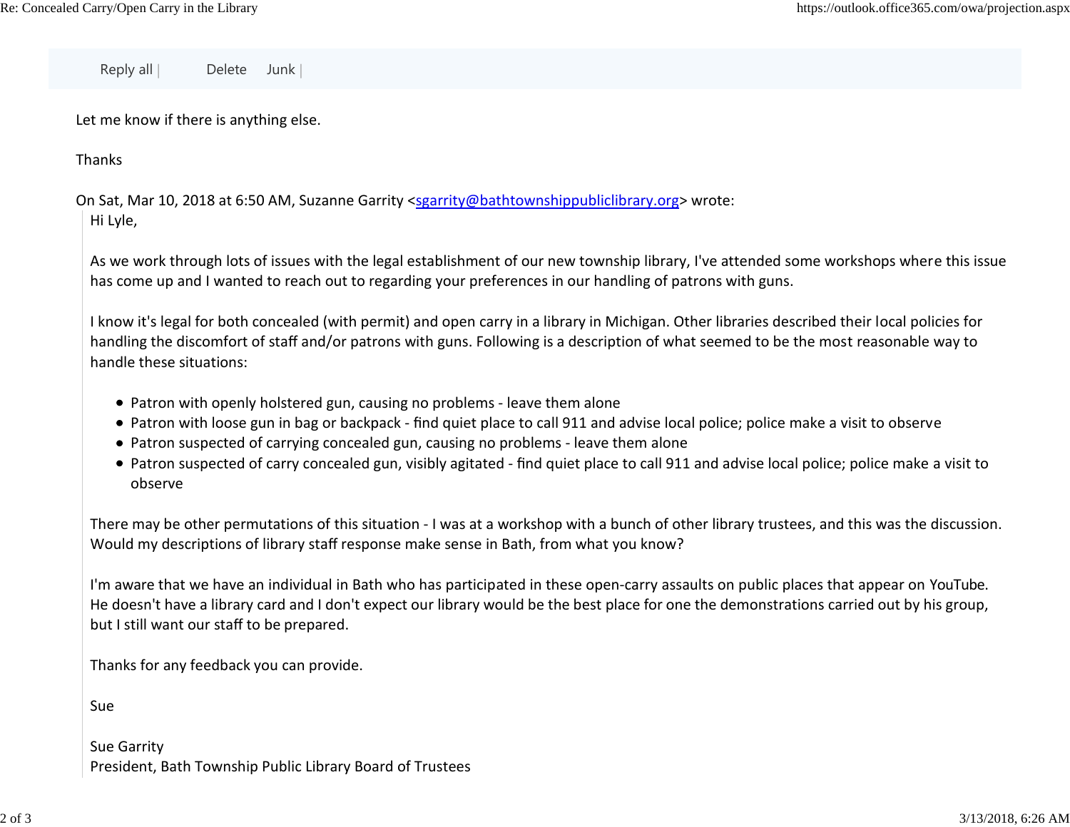Reply all | Delete Junk |

Let me know if there is anything else.

Thanks

On Sat, Mar 10, 2018 at 6:50 AM, Suzanne Garrity <sgarrity@bathtownshippubliclibrary.org> wrote:

> Hi Lyle,
>
> As we work through lots of issues with the legal establishment of our new township library, I've attended some workshops where this issue has come up and I wanted to reach out to regarding your preferences in our handling of patrons with guns.
>
> I know it's legal for both concealed (with permit) and open carry in a library in Michigan. Other libraries described their local policies for handling the discomfort of staff and/or patrons with guns. Following is a description of what seemed to be the most reasonable way to handle these situations:
>
> - Patron with openly holstered gun, causing no problems - leave them alone
> - Patron with loose gun in bag or backpack - find quiet place to call 911 and advise local police; police make a visit to observe
> - Patron suspected of carrying concealed gun, causing no problems - leave them alone
> - Patron suspected of carry concealed gun, visibly agitated - find quiet place to call 911 and advise local police; police make a visit to observe
>
> There may be other permutations of this situation - I was at a workshop with a bunch of other library trustees, and this was the discussion. Would my descriptions of library staff response make sense in Bath, from what you know?
>
> I'm aware that we have an individual in Bath who has participated in these open-carry assaults on public places that appear on YouTube. He doesn't have a library card and I don't expect our library would be the best place for one the demonstrations carried out by his group, but I still want our staff to be prepared.
>
> Thanks for any feedback you can provide.
>
> Sue
>
> Sue Garrity
> President, Bath Township Public Library Board of Trustees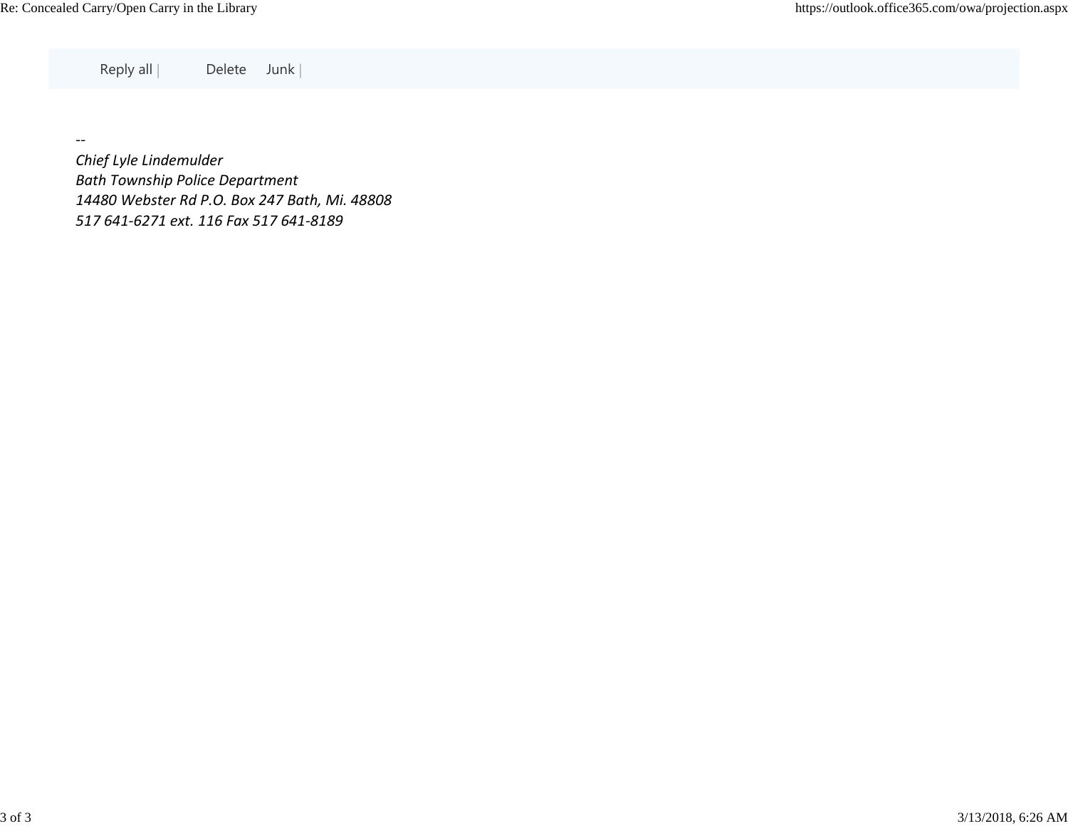Reply all | Delete Junk |

--

*Chief Lyle Lindemulder*
*Bath Township Police Department*
*14480 Webster Rd P.O. Box 247 Bath, Mi. 48808*
*517 641-6271 ext. 116 Fax 517 641-8189*